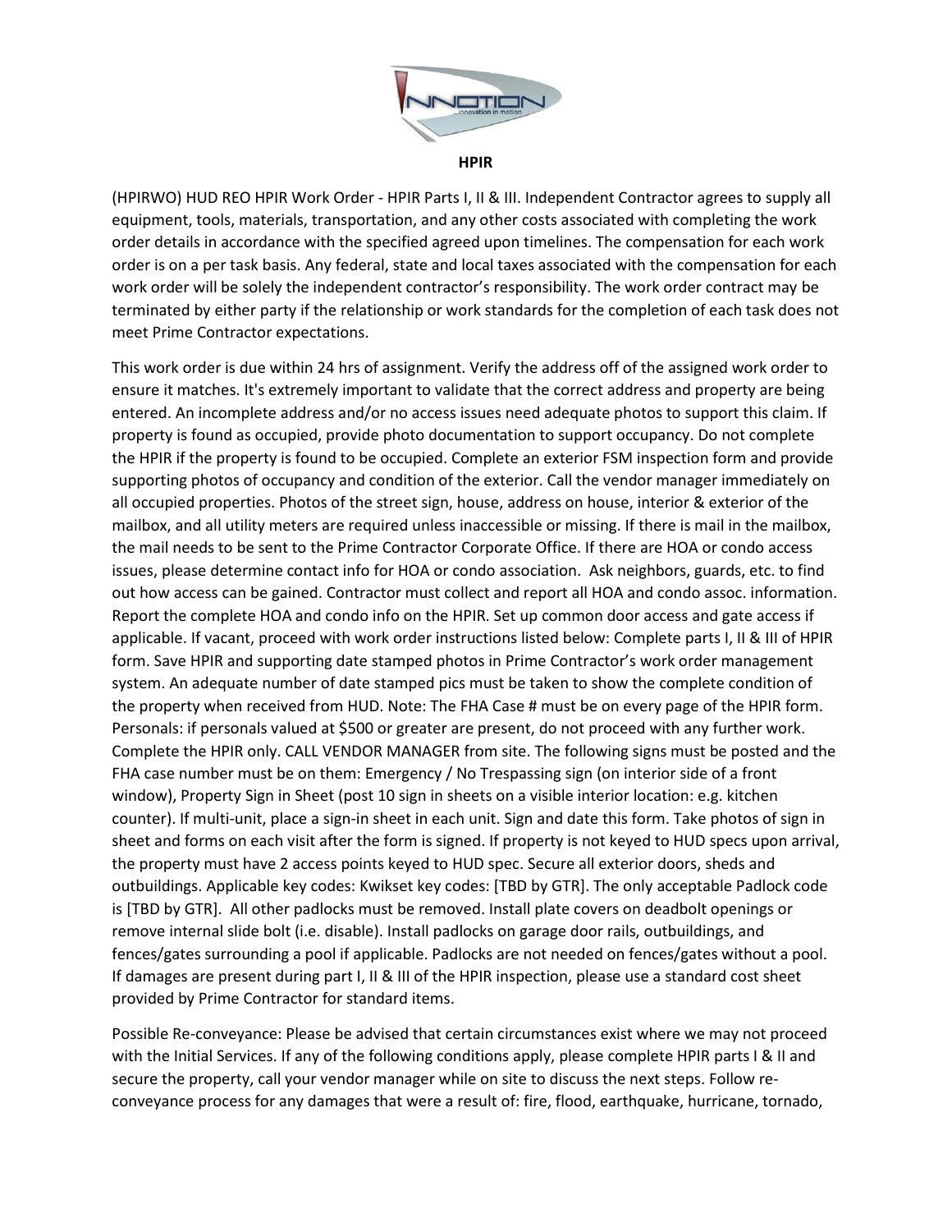**HPIR**

(HPIRWO) HUD REO HPIR Work Order - HPIR Parts I, II & III. Independent Contractor agrees to supply all equipment, tools, materials, transportation, and any other costs associated with completing the work order details in accordance with the specified agreed upon timelines. The compensation for each work order is on a per task basis. Any federal, state and local taxes associated with the compensation for each work order will be solely the independent contractor's responsibility. The work order contract may be terminated by either party if the relationship or work standards for the completion of each task does not meet Prime Contractor expectations.

This work order is due within 24 hrs of assignment. Verify the address off of the assigned work order to ensure it matches. It's extremely important to validate that the correct address and property are being entered. An incomplete address and/or no access issues need adequate photos to support this claim. If property is found as occupied, provide photo documentation to support occupancy. Do not complete the HPIR if the property is found to be occupied. Complete an exterior FSM inspection form and provide supporting photos of occupancy and condition of the exterior. Call the vendor manager immediately on all occupied properties. Photos of the street sign, house, address on house, interior & exterior of the mailbox, and all utility meters are required unless inaccessible or missing. If there is mail in the mailbox, the mail needs to be sent to the Prime Contractor Corporate Office. If there are HOA or condo access issues, please determine contact info for HOA or condo association. Ask neighbors, guards, etc. to find out how access can be gained. Contractor must collect and report all HOA and condo assoc. information. Report the complete HOA and condo info on the HPIR. Set up common door access and gate access if applicable. If vacant, proceed with work order instructions listed below: Complete parts I, II & III of HPIR form. Save HPIR and supporting date stamped photos in Prime Contractor's work order management system. An adequate number of date stamped pics must be taken to show the complete condition of the property when received from HUD. Note: The FHA Case # must be on every page of the HPIR form. Personals: if personals valued at $500 or greater are present, do not proceed with any further work. Complete the HPIR only. CALL VENDOR MANAGER from site. The following signs must be posted and the FHA case number must be on them: Emergency / No Trespassing sign (on interior side of a front window), Property Sign in Sheet (post 10 sign in sheets on a visible interior location: e.g. kitchen counter). If multi-unit, place a sign-in sheet in each unit. Sign and date this form. Take photos of sign in sheet and forms on each visit after the form is signed. If property is not keyed to HUD specs upon arrival, the property must have 2 access points keyed to HUD spec. Secure all exterior doors, sheds and outbuildings. Applicable key codes: Kwikset key codes: [TBD by GTR]. The only acceptable Padlock code is [TBD by GTR]. All other padlocks must be removed. Install plate covers on deadbolt openings or remove internal slide bolt (i.e. disable). Install padlocks on garage door rails, outbuildings, and fences/gates surrounding a pool if applicable. Padlocks are not needed on fences/gates without a pool. If damages are present during part I, II & III of the HPIR inspection, please use a standard cost sheet provided by Prime Contractor for standard items.

Possible Re-conveyance: Please be advised that certain circumstances exist where we may not proceed with the Initial Services. If any of the following conditions apply, please complete HPIR parts I & II and secure the property, call your vendor manager while on site to discuss the next steps. Follow re-conveyance process for any damages that were a result of: fire, flood, earthquake, hurricane, tornado,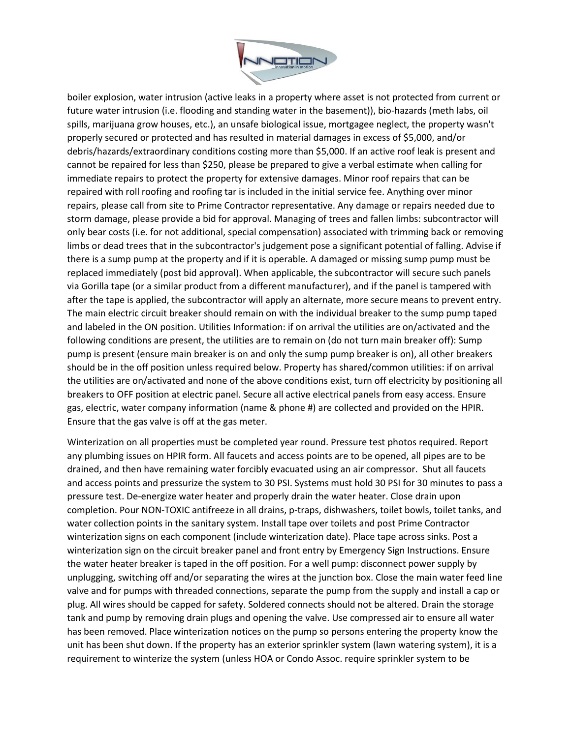boiler explosion, water intrusion (active leaks in a property where asset is not protected from current or future water intrusion (i.e. flooding and standing water in the basement)), bio-hazards (meth labs, oil spills, marijuana grow houses, etc.), an unsafe biological issue, mortgagee neglect, the property wasn't properly secured or protected and has resulted in material damages in excess of $5,000, and/or debris/hazards/extraordinary conditions costing more than $5,000. If an active roof leak is present and cannot be repaired for less than $250, please be prepared to give a verbal estimate when calling for immediate repairs to protect the property for extensive damages. Minor roof repairs that can be repaired with roll roofing and roofing tar is included in the initial service fee. Anything over minor repairs, please call from site to Prime Contractor representative. Any damage or repairs needed due to storm damage, please provide a bid for approval. Managing of trees and fallen limbs: subcontractor will only bear costs (i.e. for not additional, special compensation) associated with trimming back or removing limbs or dead trees that in the subcontractor's judgement pose a significant potential of falling. Advise if there is a sump pump at the property and if it is operable. A damaged or missing sump pump must be replaced immediately (post bid approval). When applicable, the subcontractor will secure such panels via Gorilla tape (or a similar product from a different manufacturer), and if the panel is tampered with after the tape is applied, the subcontractor will apply an alternate, more secure means to prevent entry. The main electric circuit breaker should remain on with the individual breaker to the sump pump taped and labeled in the ON position. Utilities Information: if on arrival the utilities are on/activated and the following conditions are present, the utilities are to remain on (do not turn main breaker off): Sump pump is present (ensure main breaker is on and only the sump pump breaker is on), all other breakers should be in the off position unless required below. Property has shared/common utilities: if on arrival the utilities are on/activated and none of the above conditions exist, turn off electricity by positioning all breakers to OFF position at electric panel. Secure all active electrical panels from easy access. Ensure gas, electric, water company information (name & phone #) are collected and provided on the HPIR. Ensure that the gas valve is off at the gas meter.

Winterization on all properties must be completed year round. Pressure test photos required. Report any plumbing issues on HPIR form. All faucets and access points are to be opened, all pipes are to be drained, and then have remaining water forcibly evacuated using an air compressor. Shut all faucets and access points and pressurize the system to 30 PSI. Systems must hold 30 PSI for 30 minutes to pass a pressure test. De-energize water heater and properly drain the water heater. Close drain upon completion. Pour NON-TOXIC antifreeze in all drains, p-traps, dishwashers, toilet bowls, toilet tanks, and water collection points in the sanitary system. Install tape over toilets and post Prime Contractor winterization signs on each component (include winterization date). Place tape across sinks. Post a winterization sign on the circuit breaker panel and front entry by Emergency Sign Instructions. Ensure the water heater breaker is taped in the off position. For a well pump: disconnect power supply by unplugging, switching off and/or separating the wires at the junction box. Close the main water feed line valve and for pumps with threaded connections, separate the pump from the supply and install a cap or plug. All wires should be capped for safety. Soldered connects should not be altered. Drain the storage tank and pump by removing drain plugs and opening the valve. Use compressed air to ensure all water has been removed. Place winterization notices on the pump so persons entering the property know the unit has been shut down. If the property has an exterior sprinkler system (lawn watering system), it is a requirement to winterize the system (unless HOA or Condo Assoc. require sprinkler system to be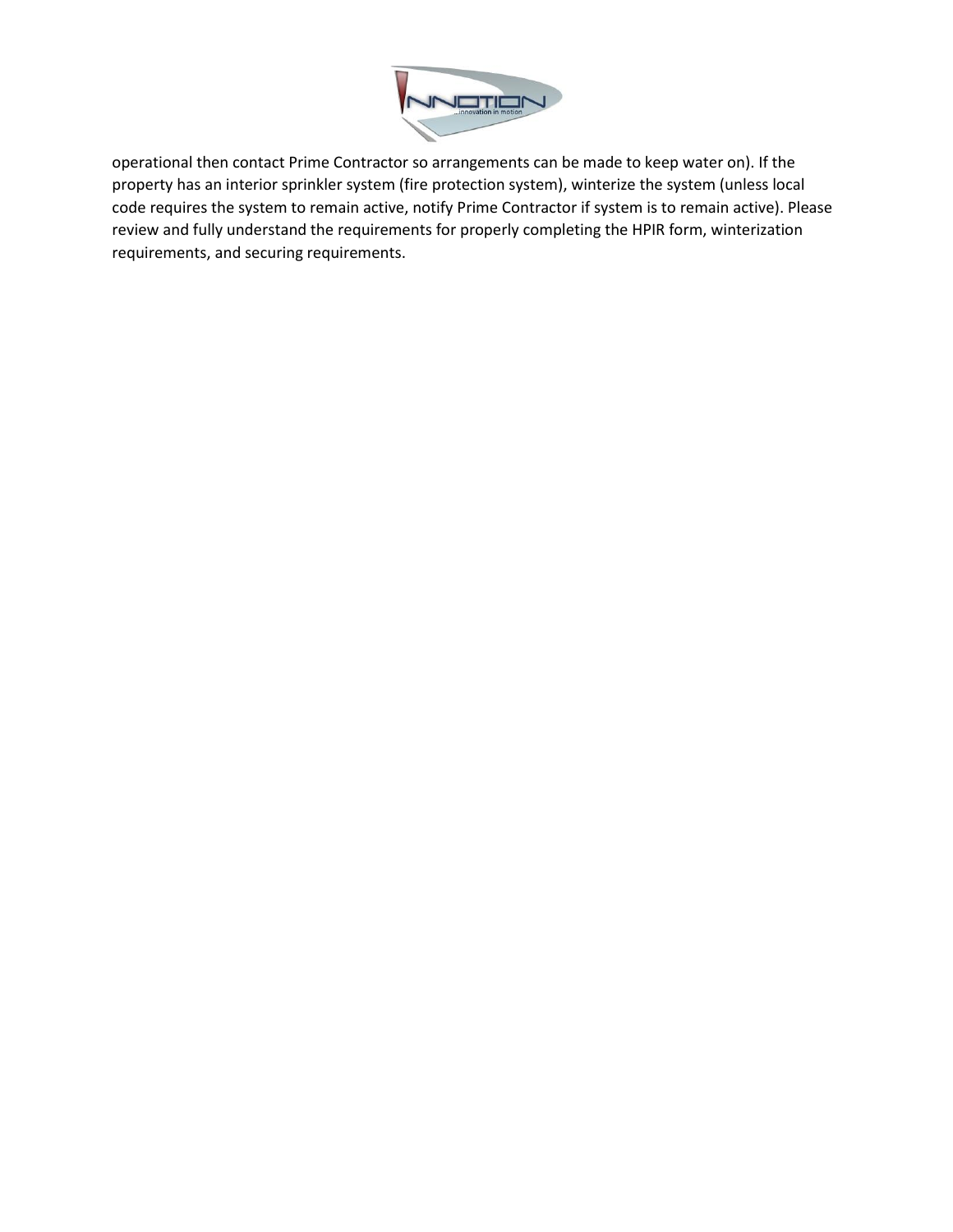operational then contact Prime Contractor so arrangements can be made to keep water on). If the property has an interior sprinkler system (fire protection system), winterize the system (unless local code requires the system to remain active, notify Prime Contractor if system is to remain active). Please review and fully understand the requirements for properly completing the HPIR form, winterization requirements, and securing requirements.